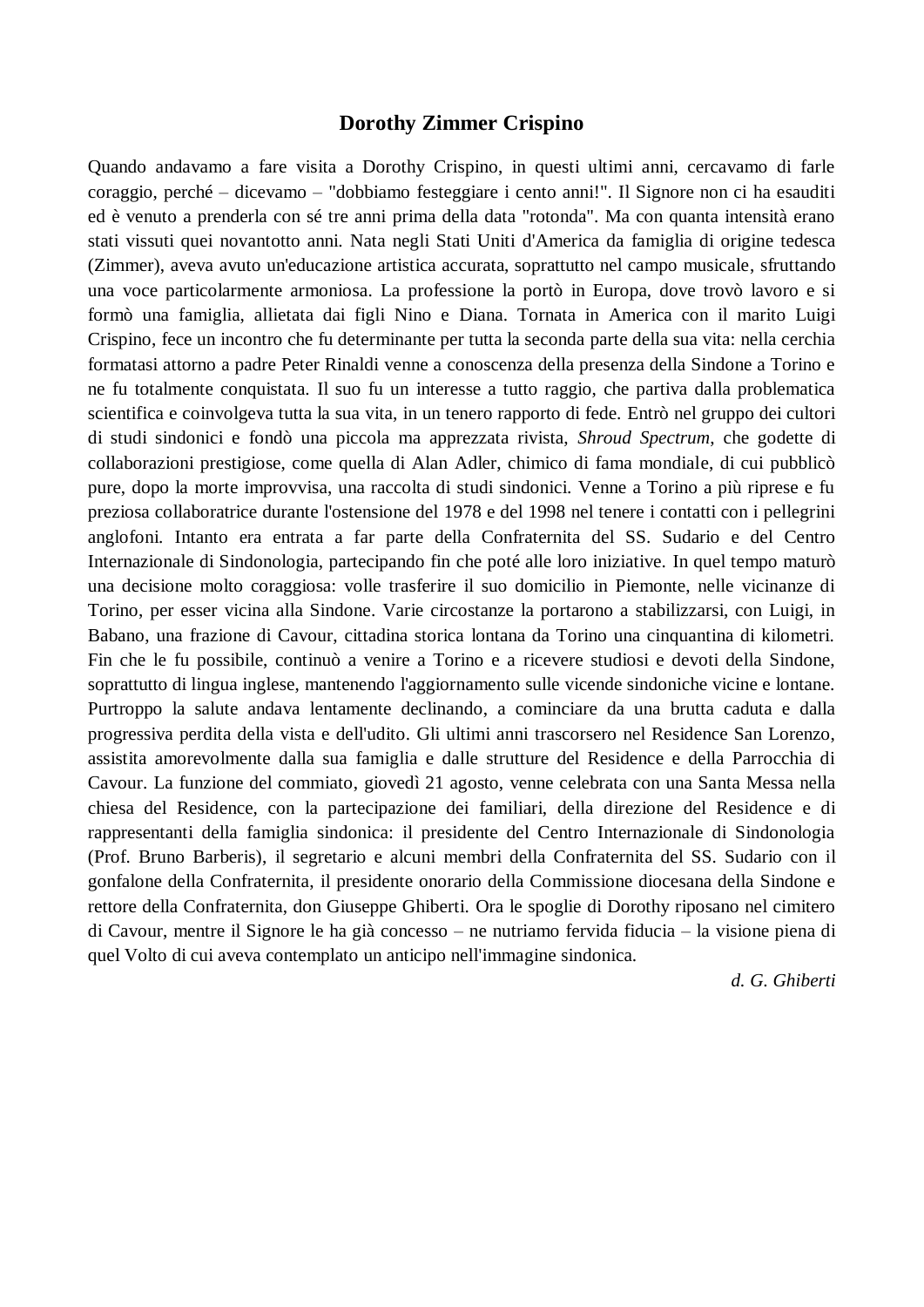# Dorothy Zimmer Crispino

Quando andavamo a fare visita a Dorothy Crispino, in questi ultimi anni, cercavamo di farle coraggio, perché – dicevamo – "dobbiamo festeggiare i cento anni!". Il Signore non ci ha esauditi ed è venuto a prenderla con sé tre anni prima della data "rotonda". Ma con quanta intensità erano stati vissuti quei novantotto anni. Nata negli Stati Uniti d'America da famiglia di origine tedesca (Zimmer), aveva avuto un'educazione artistica accurata, soprattutto nel campo musicale, sfruttando una voce particolarmente armoniosa. La professione la portò in Europa, dove trovò lavoro e si formò una famiglia, allietata dai figli Nino e Diana. Tornata in America con il marito Luigi Crispino, fece un incontro che fu determinante per tutta la seconda parte della sua vita: nella cerchia formatasi attorno a padre Peter Rinaldi venne a conoscenza della presenza della Sindone a Torino e ne fu totalmente conquistata. Il suo fu un interesse a tutto raggio, che partiva dalla problematica scientifica e coinvolgeva tutta la sua vita, in un tenero rapporto di fede. Entrò nel gruppo dei cultori di studi sindonici e fondò una piccola ma apprezzata rivista, *Shroud Spectrum*, che godette di collaborazioni prestigiose, come quella di Alan Adler, chimico di fama mondiale, di cui pubblicò pure, dopo la morte improvvisa, una raccolta di studi sindonici. Venne a Torino a più riprese e fu preziosa collaboratrice durante l'ostensione del 1978 e del 1998 nel tenere i contatti con i pellegrini anglofoni. Intanto era entrata a far parte della Confraternita del SS. Sudario e del Centro Internazionale di Sindonologia, partecipando fin che poté alle loro iniziative. In quel tempo maturò una decisione molto coraggiosa: volle trasferire il suo domicilio in Piemonte, nelle vicinanze di Torino, per esser vicina alla Sindone. Varie circostanze la portarono a stabilizzarsi, con Luigi, in Babano, una frazione di Cavour, cittadina storica lontana da Torino una cinquantina di kilometri. Fin che le fu possibile, continuò a venire a Torino e a ricevere studiosi e devoti della Sindone, soprattutto di lingua inglese, mantenendo l'aggiornamento sulle vicende sindoniche vicine e lontane. Purtroppo la salute andava lentamente declinando, a cominciare da una brutta caduta e dalla progressiva perdita della vista e dell'udito. Gli ultimi anni trascorsero nel Residence San Lorenzo, assistita amorevolmente dalla sua famiglia e dalle strutture del Residence e della Parrocchia di Cavour. La funzione del commiato, giovedì 21 agosto, venne celebrata con una Santa Messa nella chiesa del Residence, con la partecipazione dei familiari, della direzione del Residence e di rappresentanti della famiglia sindonica: il presidente del Centro Internazionale di Sindonologia (Prof. Bruno Barberis), il segretario e alcuni membri della Confraternita del SS. Sudario con il gonfalone della Confraternita, il presidente onorario della Commissione diocesana della Sindone e rettore della Confraternita, don Giuseppe Ghiberti. Ora le spoglie di Dorothy riposano nel cimitero di Cavour, mentre il Signore le ha già concesso – ne nutriamo fervida fiducia – la visione piena di quel Volto di cui aveva contemplato un anticipo nell'immagine sindonica.

*d. G. Ghiberti*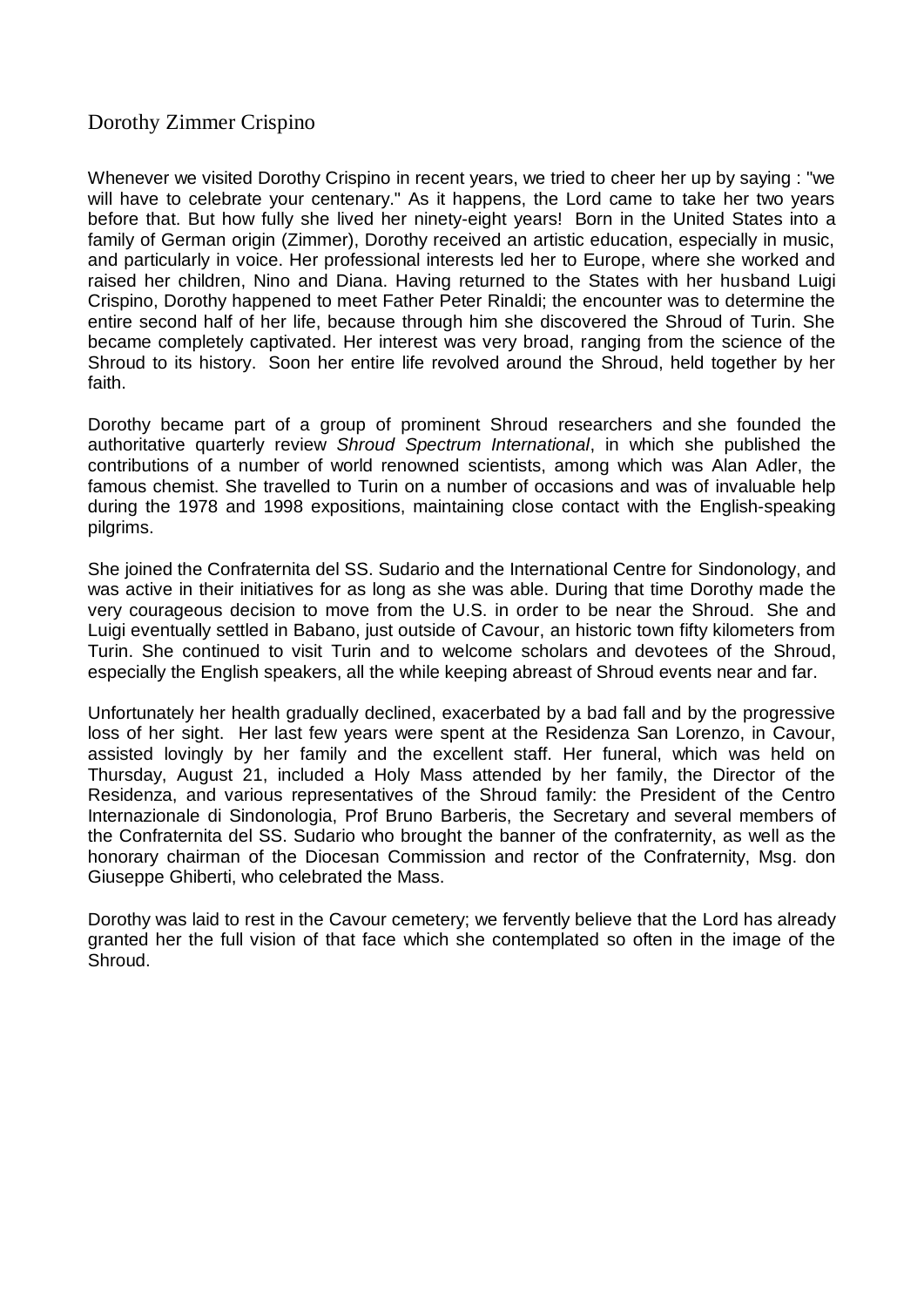# Dorothy Zimmer Crispino

Whenever we visited Dorothy Crispino in recent years, we tried to cheer her up by saying : "we will have to celebrate your centenary." As it happens, the Lord came to take her two years before that. But how fully she lived her ninety-eight years! Born in the United States into a family of German origin (Zimmer), Dorothy received an artistic education, especially in music, and particularly in voice. Her professional interests led her to Europe, where she worked and raised her children, Nino and Diana. Having returned to the States with her husband Luigi Crispino, Dorothy happened to meet Father Peter Rinaldi; the encounter was to determine the entire second half of her life, because through him she discovered the Shroud of Turin. She became completely captivated. Her interest was very broad, ranging from the science of the Shroud to its history. Soon her entire life revolved around the Shroud, held together by her faith.

Dorothy became part of a group of prominent Shroud researchers and she founded the authoritative quarterly review *Shroud Spectrum International*, in which she published the contributions of a number of world renowned scientists, among which was Alan Adler, the famous chemist. She travelled to Turin on a number of occasions and was of invaluable help during the 1978 and 1998 expositions, maintaining close contact with the English-speaking pilgrims.

She joined the Confraternita del SS. Sudario and the International Centre for Sindonology, and was active in their initiatives for as long as she was able. During that time Dorothy made the very courageous decision to move from the U.S. in order to be near the Shroud. She and Luigi eventually settled in Babano, just outside of Cavour, an historic town fifty kilometers from Turin. She continued to visit Turin and to welcome scholars and devotees of the Shroud, especially the English speakers, all the while keeping abreast of Shroud events near and far.

Unfortunately her health gradually declined, exacerbated by a bad fall and by the progressive loss of her sight. Her last few years were spent at the Residenza San Lorenzo, in Cavour, assisted lovingly by her family and the excellent staff. Her funeral, which was held on Thursday, August 21, included a Holy Mass attended by her family, the Director of the Residenza, and various representatives of the Shroud family: the President of the Centro Internazionale di Sindonologia, Prof Bruno Barberis, the Secretary and several members of the Confraternita del SS. Sudario who brought the banner of the confraternity, as well as the honorary chairman of the Diocesan Commission and rector of the Confraternity, Msg. don Giuseppe Ghiberti, who celebrated the Mass.

Dorothy was laid to rest in the Cavour cemetery; we fervently believe that the Lord has already granted her the full vision of that face which she contemplated so often in the image of the Shroud.